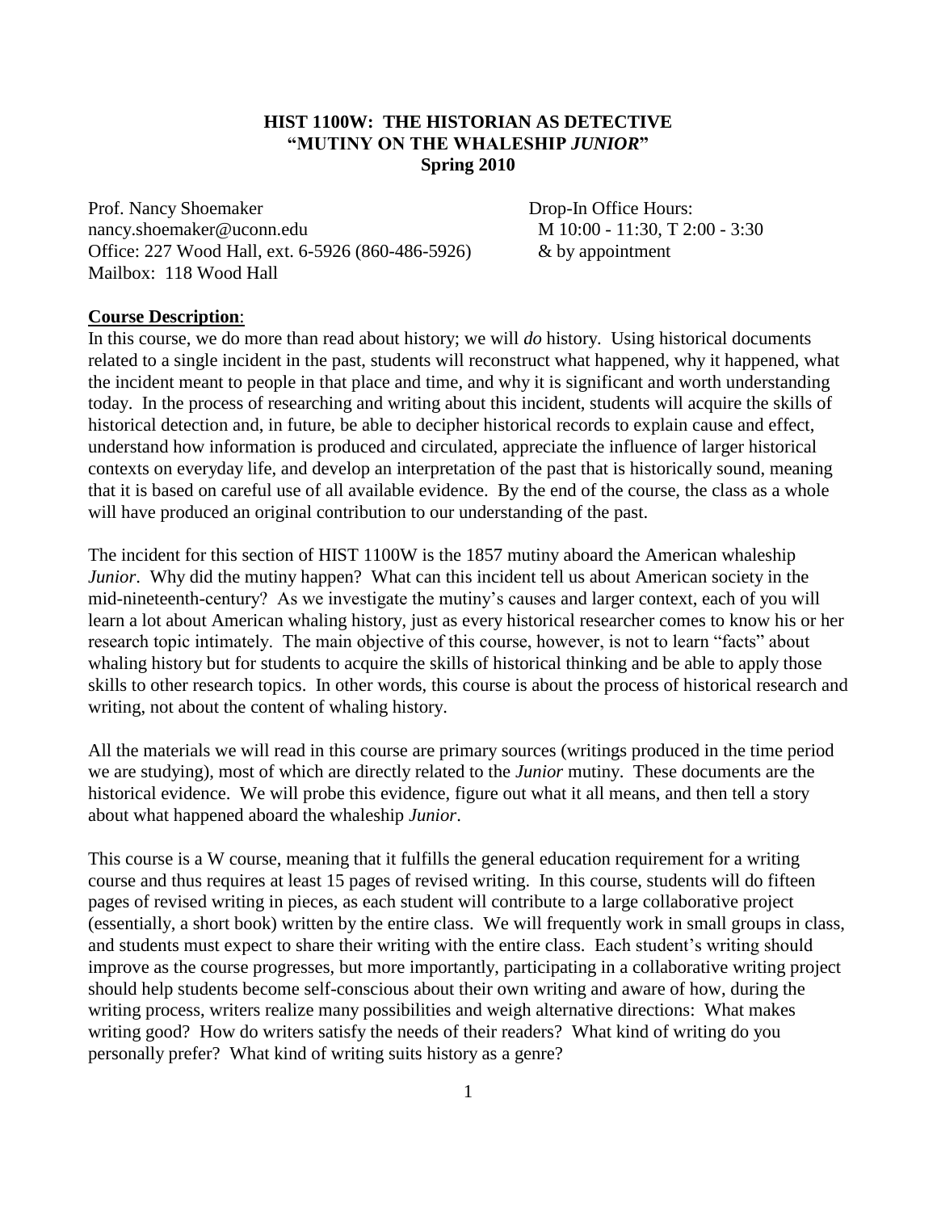# HIST 1100W: THE HISTORIAN AS DETECTIVE
## "MUTINY ON THE WHALESHIP *JUNIOR*"
### Spring 2010

Prof. Nancy Shoemaker
nancy.shoemaker@uconn.edu
Office: 227 Wood Hall, ext. 6-5926 (860-486-5926)
Mailbox: 118 Wood Hall

Drop-In Office Hours:
M 10:00 - 11:30, T 2:00 - 3:30
& by appointment

**Course Description**:

In this course, we do more than read about history; we will *do* history. Using historical documents related to a single incident in the past, students will reconstruct what happened, why it happened, what the incident meant to people in that place and time, and why it is significant and worth understanding today. In the process of researching and writing about this incident, students will acquire the skills of historical detection and, in future, be able to decipher historical records to explain cause and effect, understand how information is produced and circulated, appreciate the influence of larger historical contexts on everyday life, and develop an interpretation of the past that is historically sound, meaning that it is based on careful use of all available evidence. By the end of the course, the class as a whole will have produced an original contribution to our understanding of the past.

The incident for this section of HIST 1100W is the 1857 mutiny aboard the American whaleship *Junior*. Why did the mutiny happen? What can this incident tell us about American society in the mid-nineteenth-century? As we investigate the mutiny's causes and larger context, each of you will learn a lot about American whaling history, just as every historical researcher comes to know his or her research topic intimately. The main objective of this course, however, is not to learn "facts" about whaling history but for students to acquire the skills of historical thinking and be able to apply those skills to other research topics. In other words, this course is about the process of historical research and writing, not about the content of whaling history.

All the materials we will read in this course are primary sources (writings produced in the time period we are studying), most of which are directly related to the *Junior* mutiny. These documents are the historical evidence. We will probe this evidence, figure out what it all means, and then tell a story about what happened aboard the whaleship *Junior*.

This course is a W course, meaning that it fulfills the general education requirement for a writing course and thus requires at least 15 pages of revised writing. In this course, students will do fifteen pages of revised writing in pieces, as each student will contribute to a large collaborative project (essentially, a short book) written by the entire class. We will frequently work in small groups in class, and students must expect to share their writing with the entire class. Each student's writing should improve as the course progresses, but more importantly, participating in a collaborative writing project should help students become self-conscious about their own writing and aware of how, during the writing process, writers realize many possibilities and weigh alternative directions: What makes writing good? How do writers satisfy the needs of their readers? What kind of writing do you personally prefer? What kind of writing suits history as a genre?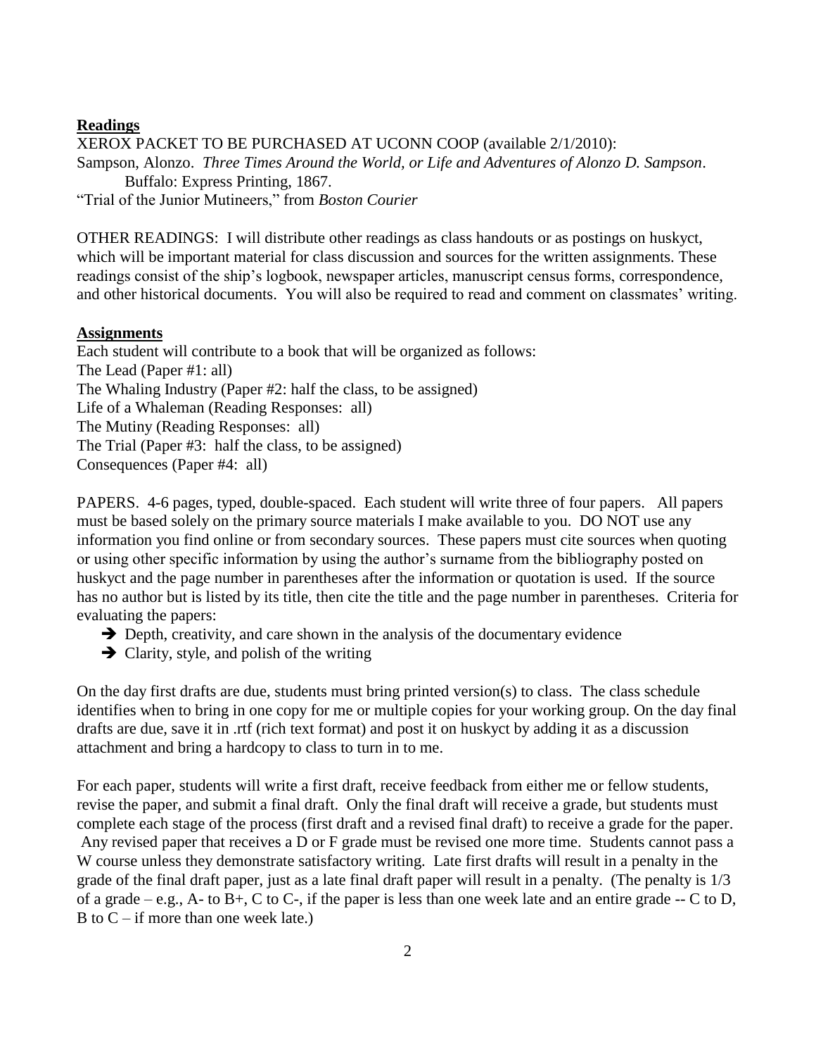**Readings**

XEROX PACKET TO BE PURCHASED AT UCONN COOP (available 2/1/2010):

Sampson, Alonzo. *Three Times Around the World, or Life and Adventures of Alonzo D. Sampson*. Buffalo: Express Printing, 1867.

"Trial of the Junior Mutineers," from *Boston Courier*

OTHER READINGS: I will distribute other readings as class handouts or as postings on huskyct, which will be important material for class discussion and sources for the written assignments. These readings consist of the ship's logbook, newspaper articles, manuscript census forms, correspondence, and other historical documents. You will also be required to read and comment on classmates' writing.

**Assignments**

Each student will contribute to a book that will be organized as follows:

The Lead (Paper #1: all)
The Whaling Industry (Paper #2: half the class, to be assigned)
Life of a Whaleman (Reading Responses: all)
The Mutiny (Reading Responses: all)
The Trial (Paper #3: half the class, to be assigned)
Consequences (Paper #4: all)

PAPERS. 4-6 pages, typed, double-spaced. Each student will write three of four papers. All papers must be based solely on the primary source materials I make available to you. DO NOT use any information you find online or from secondary sources. These papers must cite sources when quoting or using other specific information by using the author's surname from the bibliography posted on huskyct and the page number in parentheses after the information or quotation is used. If the source has no author but is listed by its title, then cite the title and the page number in parentheses. Criteria for evaluating the papers:

- ➔ Depth, creativity, and care shown in the analysis of the documentary evidence
- ➔ Clarity, style, and polish of the writing

On the day first drafts are due, students must bring printed version(s) to class. The class schedule identifies when to bring in one copy for me or multiple copies for your working group. On the day final drafts are due, save it in .rtf (rich text format) and post it on huskyct by adding it as a discussion attachment and bring a hardcopy to class to turn in to me.

For each paper, students will write a first draft, receive feedback from either me or fellow students, revise the paper, and submit a final draft. Only the final draft will receive a grade, but students must complete each stage of the process (first draft and a revised final draft) to receive a grade for the paper. Any revised paper that receives a D or F grade must be revised one more time. Students cannot pass a W course unless they demonstrate satisfactory writing. Late first drafts will result in a penalty in the grade of the final draft paper, just as a late final draft paper will result in a penalty. (The penalty is 1/3 of a grade – e.g., A- to B+, C to C-, if the paper is less than one week late and an entire grade -- C to D, B to C – if more than one week late.)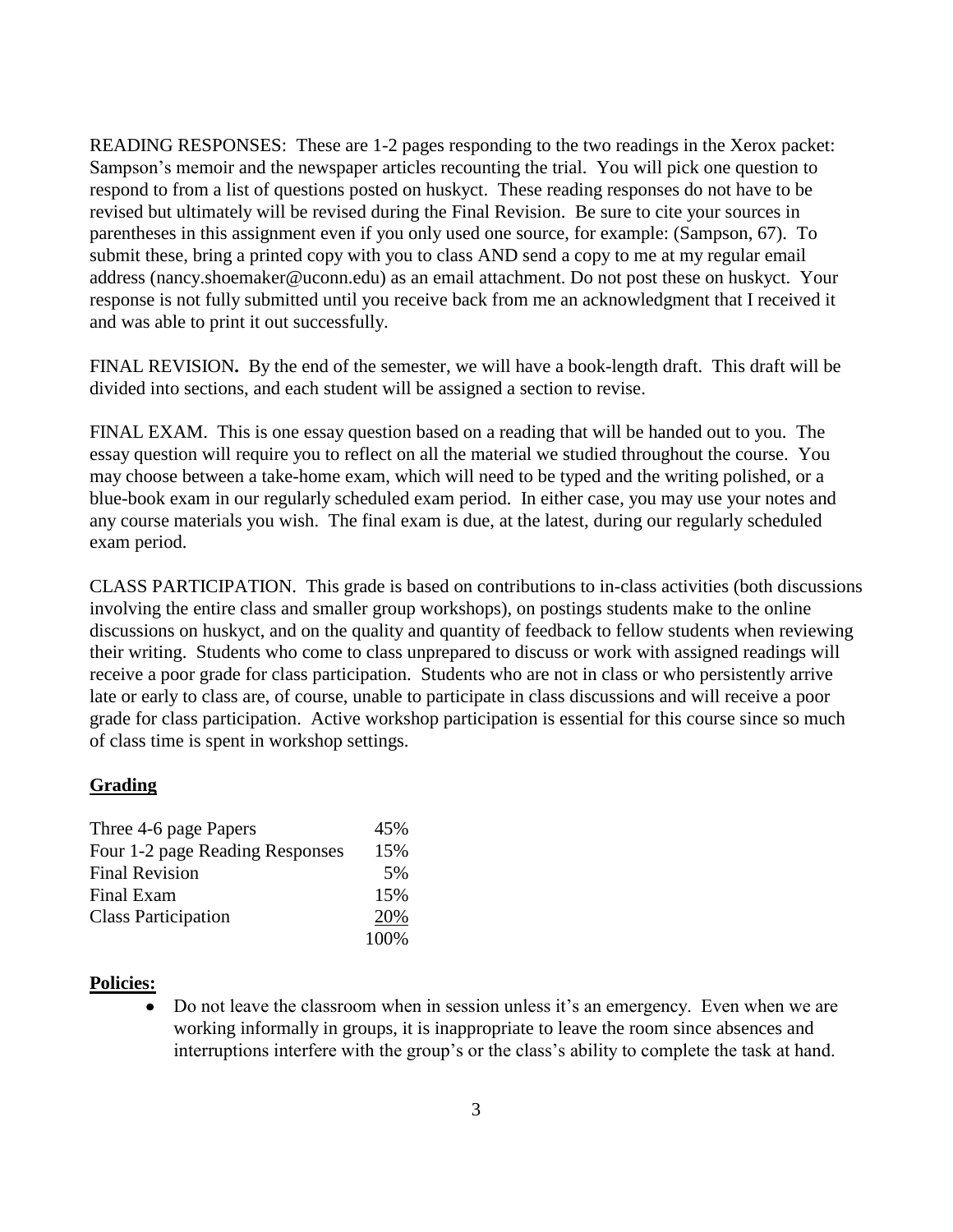READING RESPONSES: These are 1-2 pages responding to the two readings in the Xerox packet: Sampson's memoir and the newspaper articles recounting the trial. You will pick one question to respond to from a list of questions posted on huskyct. These reading responses do not have to be revised but ultimately will be revised during the Final Revision. Be sure to cite your sources in parentheses in this assignment even if you only used one source, for example: (Sampson, 67). To submit these, bring a printed copy with you to class AND send a copy to me at my regular email address (nancy.shoemaker@uconn.edu) as an email attachment. Do not post these on huskyct. Your response is not fully submitted until you receive back from me an acknowledgment that I received it and was able to print it out successfully.

FINAL REVISION**.** By the end of the semester, we will have a book-length draft. This draft will be divided into sections, and each student will be assigned a section to revise.

FINAL EXAM. This is one essay question based on a reading that will be handed out to you. The essay question will require you to reflect on all the material we studied throughout the course. You may choose between a take-home exam, which will need to be typed and the writing polished, or a blue-book exam in our regularly scheduled exam period. In either case, you may use your notes and any course materials you wish. The final exam is due, at the latest, during our regularly scheduled exam period.

CLASS PARTICIPATION. This grade is based on contributions to in-class activities (both discussions involving the entire class and smaller group workshops), on postings students make to the online discussions on huskyct, and on the quality and quantity of feedback to fellow students when reviewing their writing. Students who come to class unprepared to discuss or work with assigned readings will receive a poor grade for class participation. Students who are not in class or who persistently arrive late or early to class are, of course, unable to participate in class discussions and will receive a poor grade for class participation. Active workshop participation is essential for this course since so much of class time is spent in workshop settings.

## Grading

| | |
|---|---|
| Three 4-6 page Papers | 45% |
| Four 1-2 page Reading Responses | 15% |
| Final Revision | 5% |
| Final Exam | 15% |
| Class Participation | 20% |
| | 100% |

## Policies:

- Do not leave the classroom when in session unless it's an emergency. Even when we are working informally in groups, it is inappropriate to leave the room since absences and interruptions interfere with the group's or the class's ability to complete the task at hand.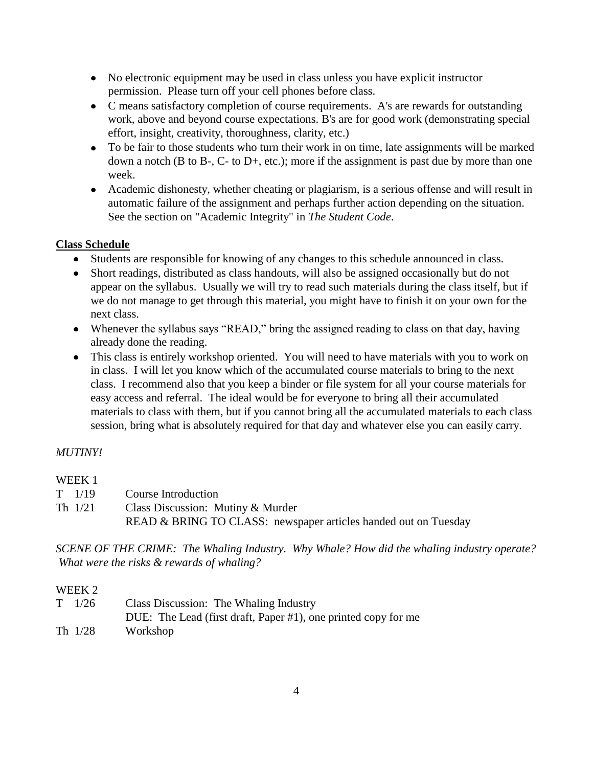- No electronic equipment may be used in class unless you have explicit instructor permission. Please turn off your cell phones before class.
- C means satisfactory completion of course requirements. A's are rewards for outstanding work, above and beyond course expectations. B's are for good work (demonstrating special effort, insight, creativity, thoroughness, clarity, etc.)
- To be fair to those students who turn their work in on time, late assignments will be marked down a notch (B to B-, C- to D+, etc.); more if the assignment is past due by more than one week.
- Academic dishonesty, whether cheating or plagiarism, is a serious offense and will result in automatic failure of the assignment and perhaps further action depending on the situation. See the section on "Academic Integrity" in *The Student Code*.

**Class Schedule**

- Students are responsible for knowing of any changes to this schedule announced in class.
- Short readings, distributed as class handouts, will also be assigned occasionally but do not appear on the syllabus. Usually we will try to read such materials during the class itself, but if we do not manage to get through this material, you might have to finish it on your own for the next class.
- Whenever the syllabus says "READ," bring the assigned reading to class on that day, having already done the reading.
- This class is entirely workshop oriented. You will need to have materials with you to work on in class. I will let you know which of the accumulated course materials to bring to the next class. I recommend also that you keep a binder or file system for all your course materials for easy access and referral. The ideal would be for everyone to bring all their accumulated materials to class with them, but if you cannot bring all the accumulated materials to each class session, bring what is absolutely required for that day and whatever else you can easily carry.

*MUTINY!*

WEEK 1

T 1/19 Course Introduction

Th 1/21 Class Discussion: Mutiny & Murder
READ & BRING TO CLASS: newspaper articles handed out on Tuesday

*SCENE OF THE CRIME: The Whaling Industry. Why Whale? How did the whaling industry operate? What were the risks & rewards of whaling?*

WEEK 2

T 1/26 Class Discussion: The Whaling Industry
DUE: The Lead (first draft, Paper #1), one printed copy for me

Th 1/28 Workshop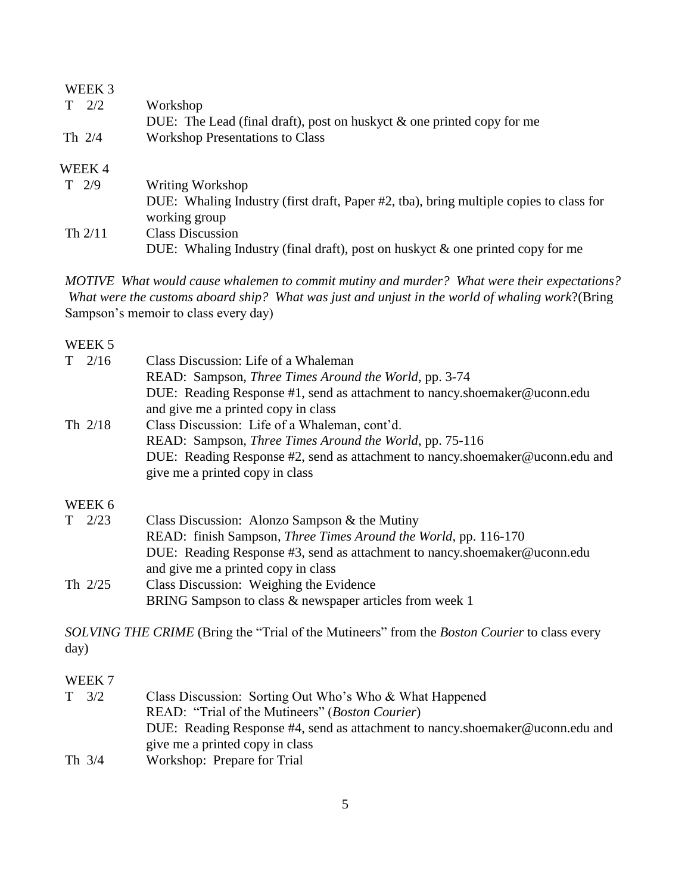WEEK 3

| | |
|---|---|
| T 2/2 | Workshop<br>DUE: The Lead (final draft), post on huskyct & one printed copy for me |
| Th 2/4 | Workshop Presentations to Class |

WEEK 4

| | |
|---|---|
| T 2/9 | Writing Workshop<br>DUE: Whaling Industry (first draft, Paper #2, tba), bring multiple copies to class for working group |
| Th 2/11 | Class Discussion<br>DUE: Whaling Industry (final draft), post on huskyct & one printed copy for me |

*MOTIVE What would cause whalemen to commit mutiny and murder? What were their expectations? What were the customs aboard ship? What was just and unjust in the world of whaling work*?(Bring Sampson's memoir to class every day)

WEEK 5

| | |
|---|---|
| T 2/16 | Class Discussion: Life of a Whaleman<br>READ: Sampson, *Three Times Around the World*, pp. 3-74<br>DUE: Reading Response #1, send as attachment to nancy.shoemaker@uconn.edu and give me a printed copy in class |
| Th 2/18 | Class Discussion: Life of a Whaleman, cont'd.<br>READ: Sampson, *Three Times Around the World*, pp. 75-116<br>DUE: Reading Response #2, send as attachment to nancy.shoemaker@uconn.edu and give me a printed copy in class |

WEEK 6

| | |
|---|---|
| T 2/23 | Class Discussion: Alonzo Sampson & the Mutiny<br>READ: finish Sampson, *Three Times Around the World*, pp. 116-170<br>DUE: Reading Response #3, send as attachment to nancy.shoemaker@uconn.edu and give me a printed copy in class |
| Th 2/25 | Class Discussion: Weighing the Evidence<br>BRING Sampson to class & newspaper articles from week 1 |

*SOLVING THE CRIME* (Bring the "Trial of the Mutineers" from the *Boston Courier* to class every day)

WEEK 7

| | |
|---|---|
| T 3/2 | Class Discussion: Sorting Out Who's Who & What Happened<br>READ: "Trial of the Mutineers" (*Boston Courier*)<br>DUE: Reading Response #4, send as attachment to nancy.shoemaker@uconn.edu and give me a printed copy in class |
| Th 3/4 | Workshop: Prepare for Trial |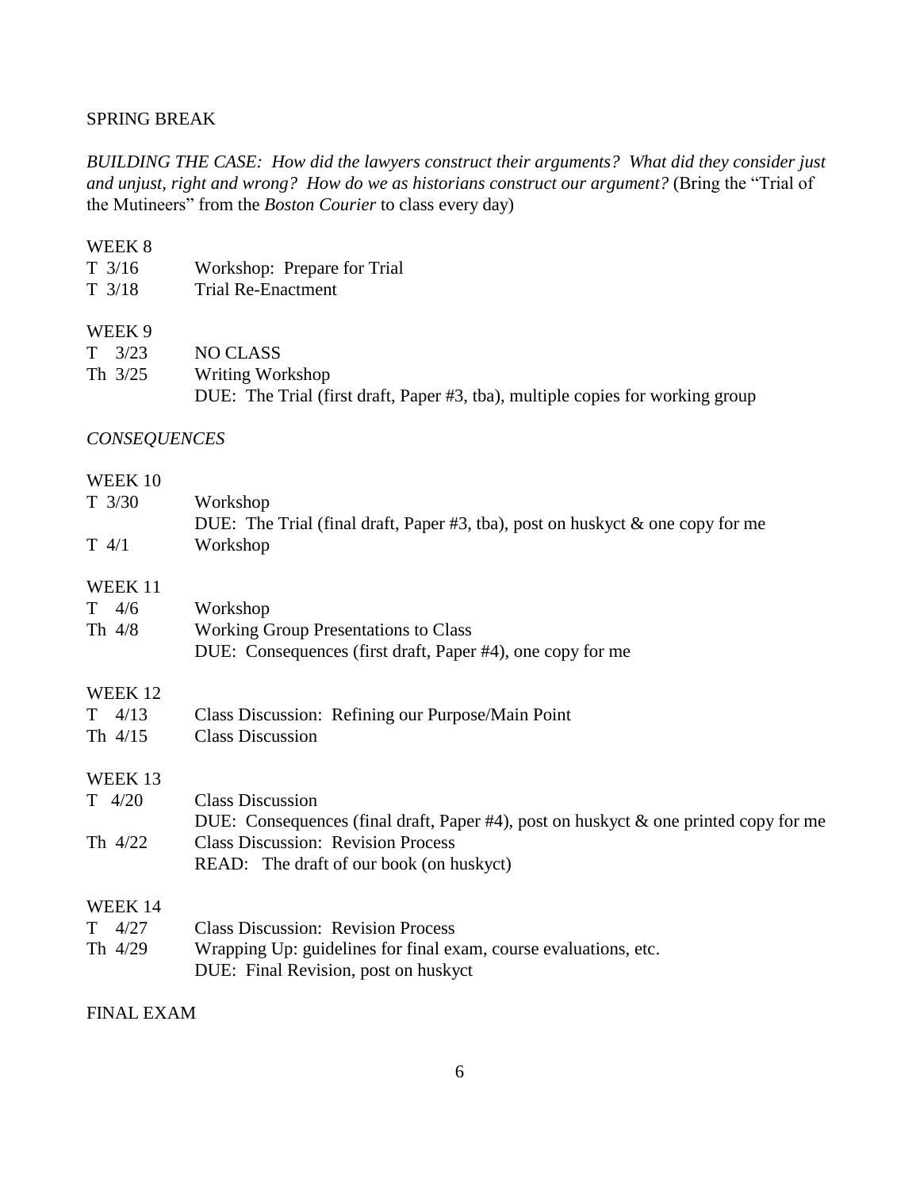SPRING BREAK

*BUILDING THE CASE: How did the lawyers construct their arguments? What did they consider just and unjust, right and wrong? How do we as historians construct our argument?* (Bring the "Trial of the Mutineers" from the *Boston Courier* to class every day)

WEEK 8

| | |
|---|---|
| T 3/16 | Workshop: Prepare for Trial |
| T 3/18 | Trial Re-Enactment |

WEEK 9

| | |
|---|---|
| T 3/23 | NO CLASS |
| Th 3/25 | Writing Workshop<br>DUE: The Trial (first draft, Paper #3, tba), multiple copies for working group |

*CONSEQUENCES*

WEEK 10

| | |
|---|---|
| T 3/30 | Workshop<br>DUE: The Trial (final draft, Paper #3, tba), post on huskyct & one copy for me |
| T 4/1 | Workshop |

WEEK 11

| | |
|---|---|
| T 4/6 | Workshop |
| Th 4/8 | Working Group Presentations to Class<br>DUE: Consequences (first draft, Paper #4), one copy for me |

WEEK 12

| | |
|---|---|
| T 4/13 | Class Discussion: Refining our Purpose/Main Point |
| Th 4/15 | Class Discussion |

WEEK 13

| | |
|---|---|
| T 4/20 | Class Discussion<br>DUE: Consequences (final draft, Paper #4), post on huskyct & one printed copy for me |
| Th 4/22 | Class Discussion: Revision Process<br>READ: The draft of our book (on huskyct) |

WEEK 14

| | |
|---|---|
| T 4/27 | Class Discussion: Revision Process |
| Th 4/29 | Wrapping Up: guidelines for final exam, course evaluations, etc.<br>DUE: Final Revision, post on huskyct |

FINAL EXAM